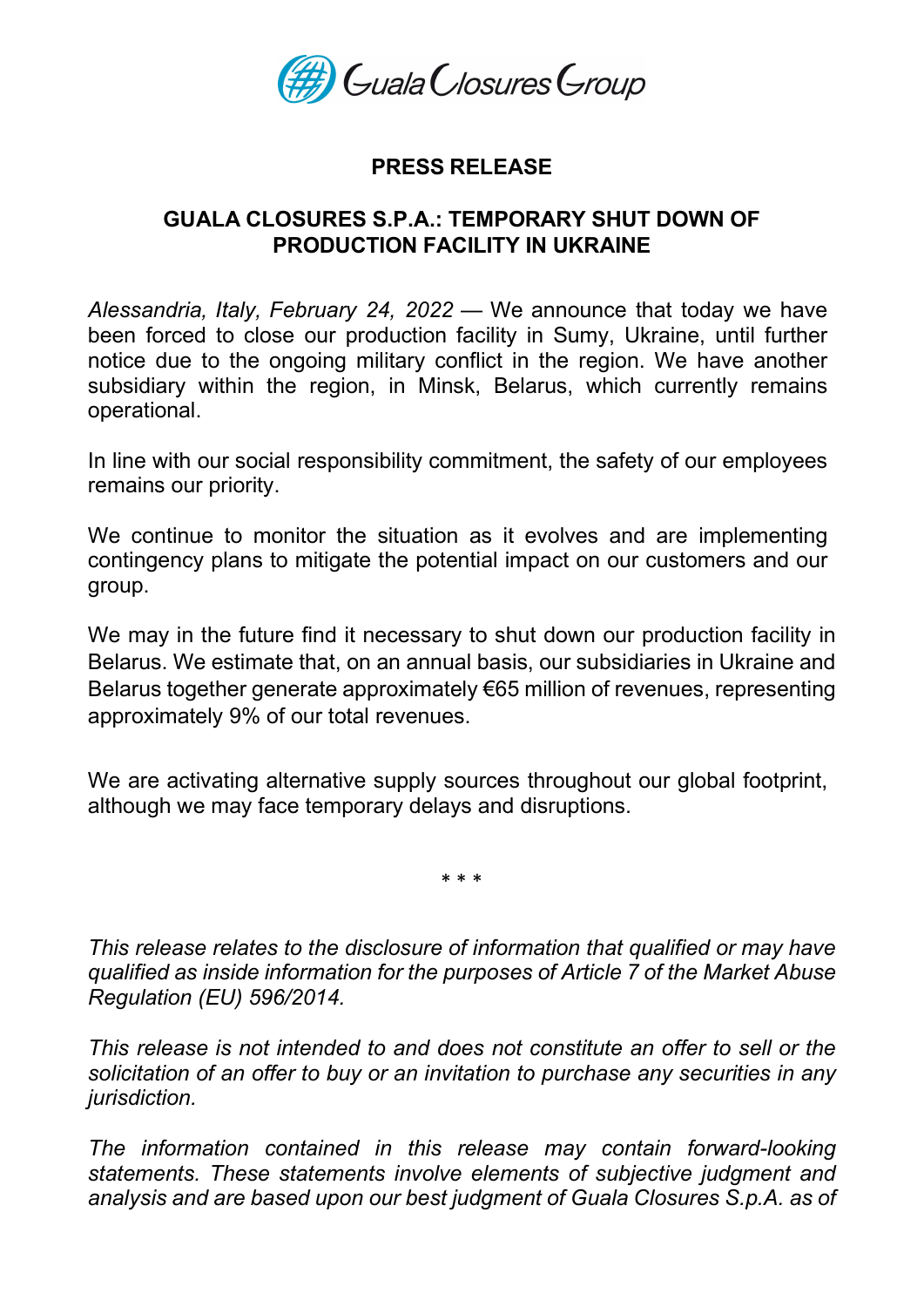Guala Closures Group

## PRESS RELEASE

## GUALA CLOSURES S.P.A.: TEMPORARY SHUT DOWN OF PRODUCTION FACILITY IN UKRAINE

*Alessandria, Italy, February 24, 2022* — We announce that today we have been forced to close our production facility in Sumy, Ukraine, until further notice due to the ongoing military conflict in the region. We have another subsidiary within the region, in Minsk, Belarus, which currently remains operational.

In line with our social responsibility commitment, the safety of our employees remains our priority.

We continue to monitor the situation as it evolves and are implementing contingency plans to mitigate the potential impact on our customers and our group.

We may in the future find it necessary to shut down our production facility in Belarus. We estimate that, on an annual basis, our subsidiaries in Ukraine and Belarus together generate approximately €65 million of revenues, representing approximately 9% of our total revenues.

We are activating alternative supply sources throughout our global footprint, although we may face temporary delays and disruptions.

\* \* \*

*This release relates to the disclosure of information that qualified or may have qualified as inside information for the purposes of Article 7 of the Market Abuse Regulation (EU) 596/2014.*

*This release is not intended to and does not constitute an offer to sell or the solicitation of an offer to buy or an invitation to purchase any securities in any jurisdiction.*

*The information contained in this release may contain forward-looking statements. These statements involve elements of subjective judgment and analysis and are based upon our best judgment of Guala Closures S.p.A. as of*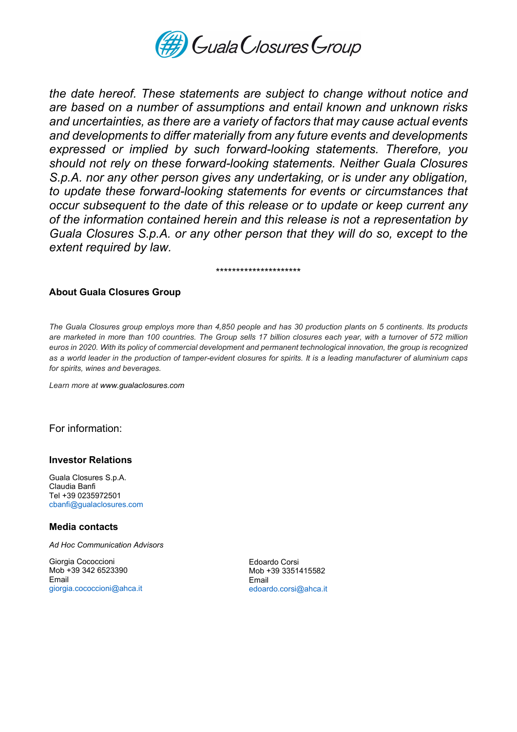*the date hereof. These statements are subject to change without notice and are based on a number of assumptions and entail known and unknown risks and uncertainties, as there are a variety of factors that may cause actual events and developments to differ materially from any future events and developments expressed or implied by such forward-looking statements. Therefore, you should not rely on these forward-looking statements. Neither Guala Closures S.p.A. nor any other person gives any undertaking, or is under any obligation, to update these forward-looking statements for events or circumstances that occur subsequent to the date of this release or to update or keep current any of the information contained herein and this release is not a representation by Guala Closures S.p.A. or any other person that they will do so, except to the extent required by law.*

*********************

**About Guala Closures Group**

*The Guala Closures group employs more than 4,850 people and has 30 production plants on 5 continents. Its products are marketed in more than 100 countries. The Group sells 17 billion closures each year, with a turnover of 572 million euros in 2020. With its policy of commercial development and permanent technological innovation, the group is recognized as a world leader in the production of tamper-evident closures for spirits. It is a leading manufacturer of aluminium caps for spirits, wines and beverages.*

*Learn more at www.gualaclosures.com*

For information:

**Investor Relations**

Guala Closures S.p.A.
Claudia Banfi
Tel +39 0235972501
cbanfi@gualaclosures.com

**Media contacts**

*Ad Hoc Communication Advisors*

Giorgia Cococcioni
Mob +39 342 6523390
Email
giorgia.cococcioni@ahca.it

Edoardo Corsi
Mob +39 3351415582
Email
edoardo.corsi@ahca.it